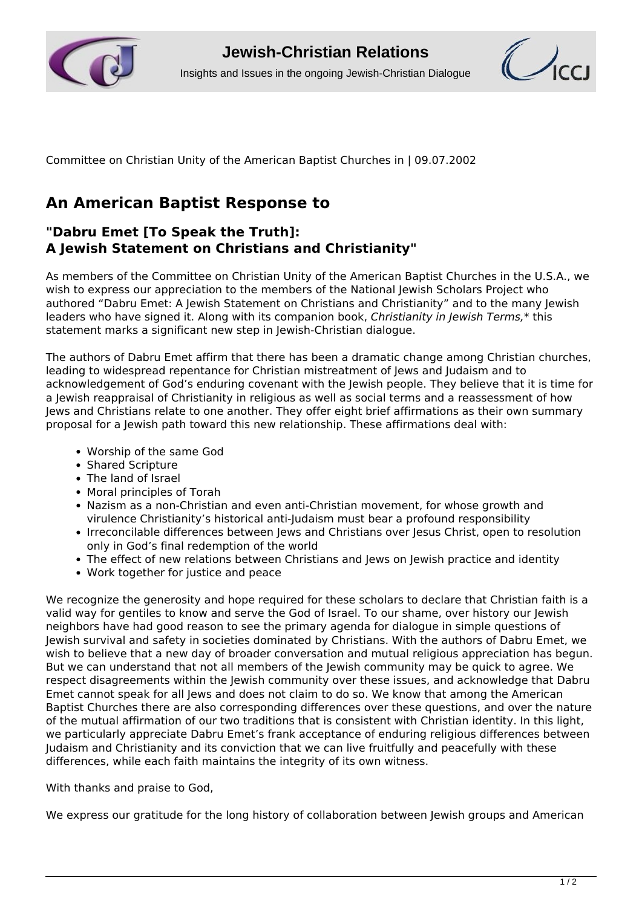Committee on Christian Unity of the American Baptist Churches in | 09.07.2002

## An American Baptist Response to

### "Dabru Emet [To Speak the Truth]: A Jewish Statement on Christians and Christianity"

As members of the Committee on Christian Unity of the American Baptist Churches in the U.S.A., we wish to express our appreciation to the members of the National Jewish Scholars Project who authored "Dabru Emet: A Jewish Statement on Christians and Christianity" and to the many Jewish leaders who have signed it. Along with its companion book, *Christianity in Jewish Terms,** this statement marks a significant new step in Jewish-Christian dialogue.

The authors of Dabru Emet affirm that there has been a dramatic change among Christian churches, leading to widespread repentance for Christian mistreatment of Jews and Judaism and to acknowledgement of God's enduring covenant with the Jewish people. They believe that it is time for a Jewish reappraisal of Christianity in religious as well as social terms and a reassessment of how Jews and Christians relate to one another. They offer eight brief affirmations as their own summary proposal for a Jewish path toward this new relationship. These affirmations deal with:

- Worship of the same God
- Shared Scripture
- The land of Israel
- Moral principles of Torah
- Nazism as a non-Christian and even anti-Christian movement, for whose growth and virulence Christianity's historical anti-Judaism must bear a profound responsibility
- Irreconcilable differences between Jews and Christians over Jesus Christ, open to resolution only in God's final redemption of the world
- The effect of new relations between Christians and Jews on Jewish practice and identity
- Work together for justice and peace

We recognize the generosity and hope required for these scholars to declare that Christian faith is a valid way for gentiles to know and serve the God of Israel. To our shame, over history our Jewish neighbors have had good reason to see the primary agenda for dialogue in simple questions of Jewish survival and safety in societies dominated by Christians. With the authors of Dabru Emet, we wish to believe that a new day of broader conversation and mutual religious appreciation has begun. But we can understand that not all members of the Jewish community may be quick to agree. We respect disagreements within the Jewish community over these issues, and acknowledge that Dabru Emet cannot speak for all Jews and does not claim to do so. We know that among the American Baptist Churches there are also corresponding differences over these questions, and over the nature of the mutual affirmation of our two traditions that is consistent with Christian identity. In this light, we particularly appreciate Dabru Emet's frank acceptance of enduring religious differences between Judaism and Christianity and its conviction that we can live fruitfully and peacefully with these differences, while each faith maintains the integrity of its own witness.

With thanks and praise to God,

We express our gratitude for the long history of collaboration between Jewish groups and American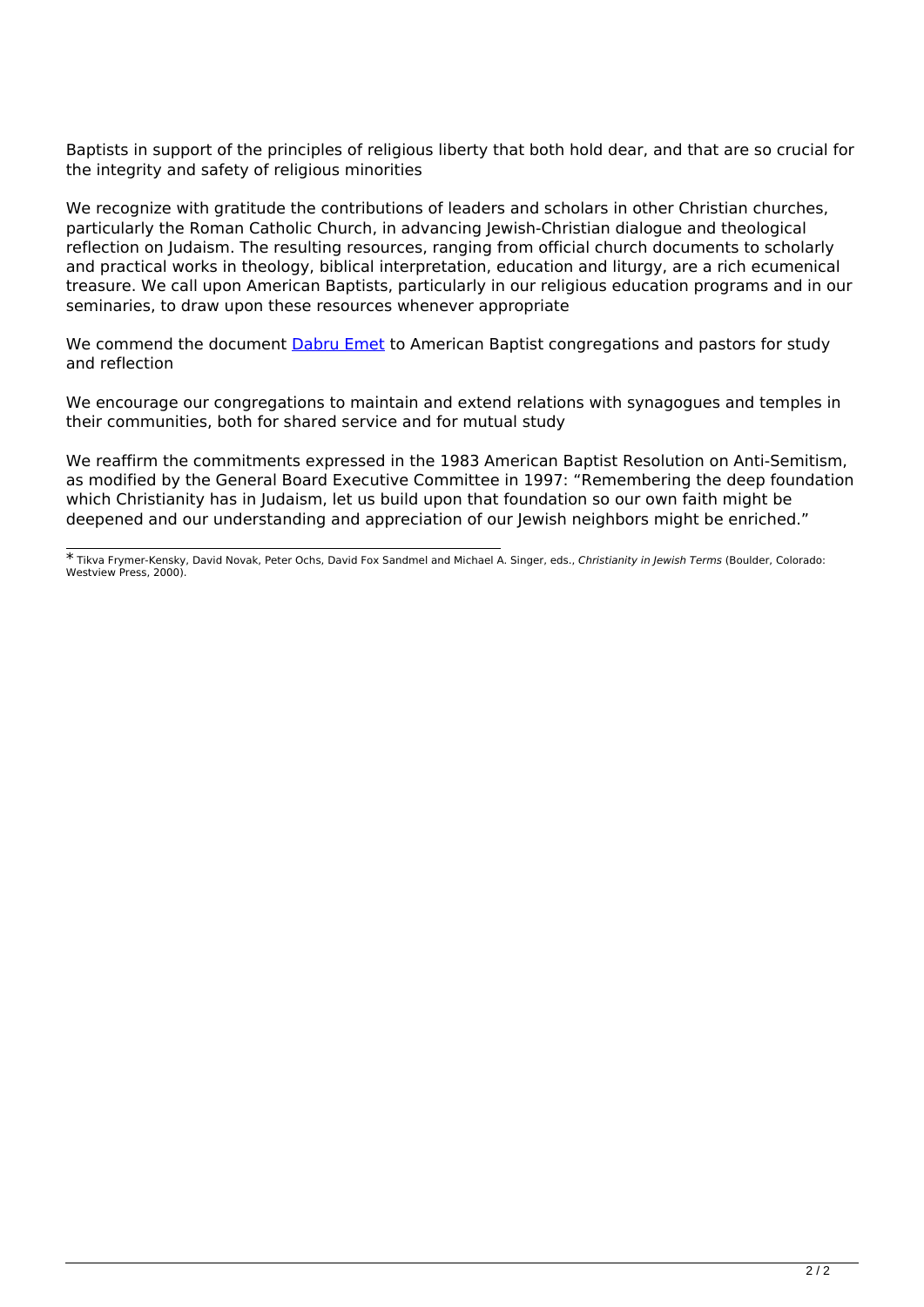Baptists in support of the principles of religious liberty that both hold dear, and that are so crucial for the integrity and safety of religious minorities

We recognize with gratitude the contributions of leaders and scholars in other Christian churches, particularly the Roman Catholic Church, in advancing Jewish-Christian dialogue and theological reflection on Judaism. The resulting resources, ranging from official church documents to scholarly and practical works in theology, biblical interpretation, education and liturgy, are a rich ecumenical treasure. We call upon American Baptists, particularly in our religious education programs and in our seminaries, to draw upon these resources whenever appropriate

We commend the document Dabru Emet to American Baptist congregations and pastors for study and reflection

We encourage our congregations to maintain and extend relations with synagogues and temples in their communities, both for shared service and for mutual study

We reaffirm the commitments expressed in the 1983 American Baptist Resolution on Anti-Semitism, as modified by the General Board Executive Committee in 1997: "Remembering the deep foundation which Christianity has in Judaism, let us build upon that foundation so our own faith might be deepened and our understanding and appreciation of our Jewish neighbors might be enriched."

---

* Tikva Frymer-Kensky, David Novak, Peter Ochs, David Fox Sandmel and Michael A. Singer, eds., *Christianity in Jewish Terms* (Boulder, Colorado: Westview Press, 2000).